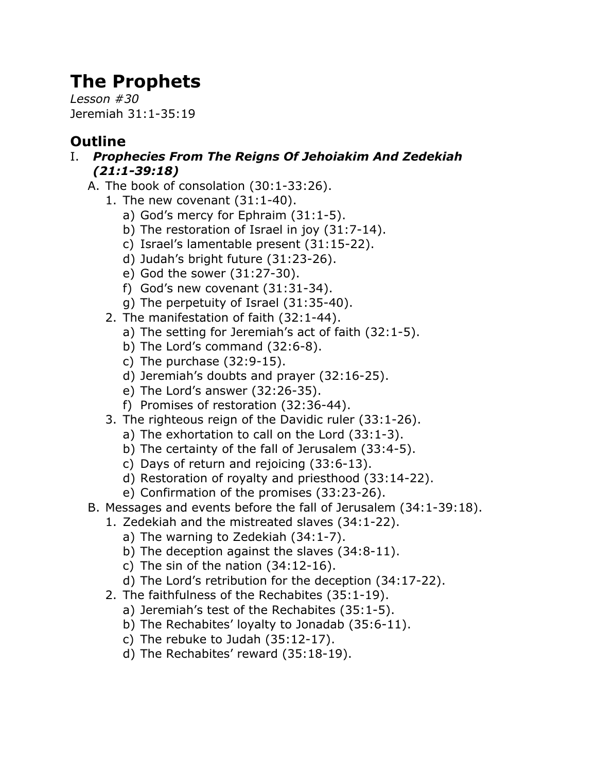# The Prophets

*Lesson #30*
Jeremiah 31:1-35:19

## Outline

I. ***Prophecies From The Reigns Of Jehoiakim And Zedekiah (21:1-39:18)***
   A. The book of consolation (30:1-33:26).
      1. The new covenant (31:1-40).
         a) God's mercy for Ephraim (31:1-5).
         b) The restoration of Israel in joy (31:7-14).
         c) Israel's lamentable present (31:15-22).
         d) Judah's bright future (31:23-26).
         e) God the sower (31:27-30).
         f) God's new covenant (31:31-34).
         g) The perpetuity of Israel (31:35-40).
      2. The manifestation of faith (32:1-44).
         a) The setting for Jeremiah's act of faith (32:1-5).
         b) The Lord's command (32:6-8).
         c) The purchase (32:9-15).
         d) Jeremiah's doubts and prayer (32:16-25).
         e) The Lord's answer (32:26-35).
         f) Promises of restoration (32:36-44).
      3. The righteous reign of the Davidic ruler (33:1-26).
         a) The exhortation to call on the Lord (33:1-3).
         b) The certainty of the fall of Jerusalem (33:4-5).
         c) Days of return and rejoicing (33:6-13).
         d) Restoration of royalty and priesthood (33:14-22).
         e) Confirmation of the promises (33:23-26).
   B. Messages and events before the fall of Jerusalem (34:1-39:18).
      1. Zedekiah and the mistreated slaves (34:1-22).
         a) The warning to Zedekiah (34:1-7).
         b) The deception against the slaves (34:8-11).
         c) The sin of the nation (34:12-16).
         d) The Lord's retribution for the deception (34:17-22).
      2. The faithfulness of the Rechabites (35:1-19).
         a) Jeremiah's test of the Rechabites (35:1-5).
         b) The Rechabites' loyalty to Jonadab (35:6-11).
         c) The rebuke to Judah (35:12-17).
         d) The Rechabites' reward (35:18-19).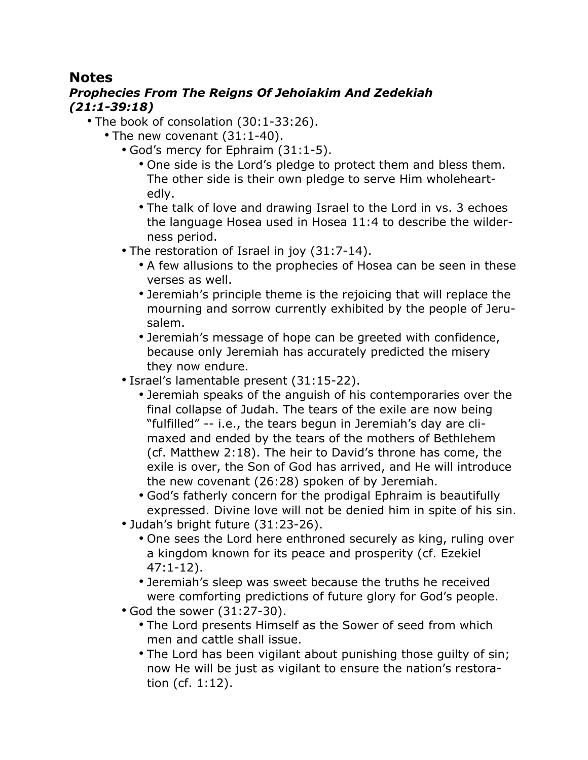## Notes

### *Prophecies From The Reigns Of Jehoiakim And Zedekiah (21:1-39:18)*

- The book of consolation (30:1-33:26).
  - The new covenant (31:1-40).
    - God's mercy for Ephraim (31:1-5).
      - One side is the Lord's pledge to protect them and bless them. The other side is their own pledge to serve Him wholeheartedly.
      - The talk of love and drawing Israel to the Lord in vs. 3 echoes the language Hosea used in Hosea 11:4 to describe the wilderness period.
    - The restoration of Israel in joy (31:7-14).
      - A few allusions to the prophecies of Hosea can be seen in these verses as well.
      - Jeremiah's principle theme is the rejoicing that will replace the mourning and sorrow currently exhibited by the people of Jerusalem.
      - Jeremiah's message of hope can be greeted with confidence, because only Jeremiah has accurately predicted the misery they now endure.
    - Israel's lamentable present (31:15-22).
      - Jeremiah speaks of the anguish of his contemporaries over the final collapse of Judah. The tears of the exile are now being "fulfilled" -- i.e., the tears begun in Jeremiah's day are climaxed and ended by the tears of the mothers of Bethlehem (cf. Matthew 2:18). The heir to David's throne has come, the exile is over, the Son of God has arrived, and He will introduce the new covenant (26:28) spoken of by Jeremiah.
      - God's fatherly concern for the prodigal Ephraim is beautifully expressed. Divine love will not be denied him in spite of his sin.
    - Judah's bright future (31:23-26).
      - One sees the Lord here enthroned securely as king, ruling over a kingdom known for its peace and prosperity (cf. Ezekiel 47:1-12).
      - Jeremiah's sleep was sweet because the truths he received were comforting predictions of future glory for God's people.
    - God the sower (31:27-30).
      - The Lord presents Himself as the Sower of seed from which men and cattle shall issue.
      - The Lord has been vigilant about punishing those guilty of sin; now He will be just as vigilant to ensure the nation's restoration (cf. 1:12).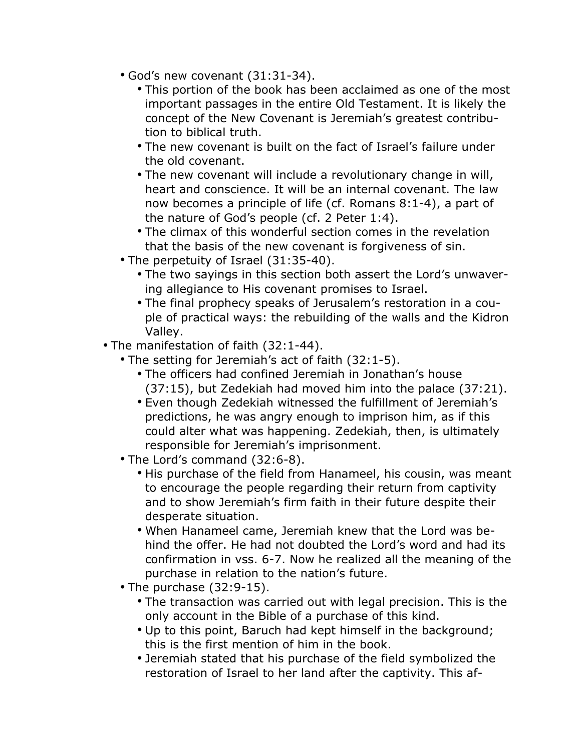- God's new covenant (31:31-34).
    - This portion of the book has been acclaimed as one of the most important passages in the entire Old Testament. It is likely the concept of the New Covenant is Jeremiah's greatest contribution to biblical truth.
    - The new covenant is built on the fact of Israel's failure under the old covenant.
    - The new covenant will include a revolutionary change in will, heart and conscience. It will be an internal covenant. The law now becomes a principle of life (cf. Romans 8:1-4), a part of the nature of God's people (cf. 2 Peter 1:4).
    - The climax of this wonderful section comes in the revelation that the basis of the new covenant is forgiveness of sin.
- The perpetuity of Israel (31:35-40).
    - The two sayings in this section both assert the Lord's unwavering allegiance to His covenant promises to Israel.
    - The final prophecy speaks of Jerusalem's restoration in a couple of practical ways: the rebuilding of the walls and the Kidron Valley.

- The manifestation of faith (32:1-44).
    - The setting for Jeremiah's act of faith (32:1-5).
        - The officers had confined Jeremiah in Jonathan's house (37:15), but Zedekiah had moved him into the palace (37:21).
        - Even though Zedekiah witnessed the fulfillment of Jeremiah's predictions, he was angry enough to imprison him, as if this could alter what was happening. Zedekiah, then, is ultimately responsible for Jeremiah's imprisonment.
    - The Lord's command (32:6-8).
        - His purchase of the field from Hanameel, his cousin, was meant to encourage the people regarding their return from captivity and to show Jeremiah's firm faith in their future despite their desperate situation.
        - When Hanameel came, Jeremiah knew that the Lord was behind the offer. He had not doubted the Lord's word and had its confirmation in vss. 6-7. Now he realized all the meaning of the purchase in relation to the nation's future.
    - The purchase (32:9-15).
        - The transaction was carried out with legal precision. This is the only account in the Bible of a purchase of this kind.
        - Up to this point, Baruch had kept himself in the background; this is the first mention of him in the book.
        - Jeremiah stated that his purchase of the field symbolized the restoration of Israel to her land after the captivity. This af-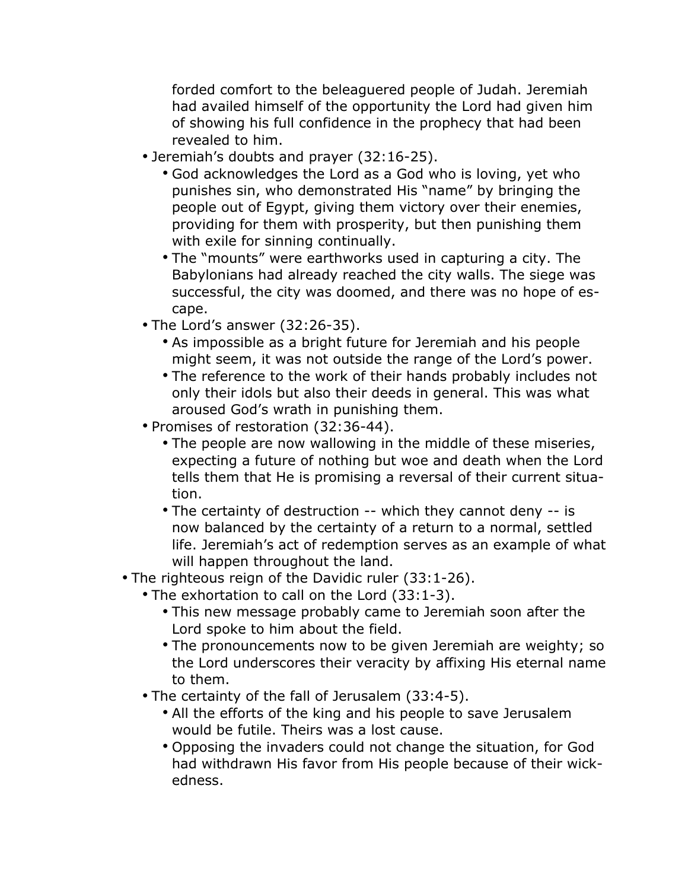forded comfort to the beleaguered people of Judah. Jeremiah had availed himself of the opportunity the Lord had given him of showing his full confidence in the prophecy that had been revealed to him.

- Jeremiah's doubts and prayer (32:16-25).
    - God acknowledges the Lord as a God who is loving, yet who punishes sin, who demonstrated His "name" by bringing the people out of Egypt, giving them victory over their enemies, providing for them with prosperity, but then punishing them with exile for sinning continually.
    - The "mounts" were earthworks used in capturing a city. The Babylonians had already reached the city walls. The siege was successful, the city was doomed, and there was no hope of escape.
- The Lord's answer (32:26-35).
    - As impossible as a bright future for Jeremiah and his people might seem, it was not outside the range of the Lord's power.
    - The reference to the work of their hands probably includes not only their idols but also their deeds in general. This was what aroused God's wrath in punishing them.
- Promises of restoration (32:36-44).
    - The people are now wallowing in the middle of these miseries, expecting a future of nothing but woe and death when the Lord tells them that He is promising a reversal of their current situation.
    - The certainty of destruction -- which they cannot deny -- is now balanced by the certainty of a return to a normal, settled life. Jeremiah's act of redemption serves as an example of what will happen throughout the land.

- The righteous reign of the Davidic ruler (33:1-26).
    - The exhortation to call on the Lord (33:1-3).
        - This new message probably came to Jeremiah soon after the Lord spoke to him about the field.
        - The pronouncements now to be given Jeremiah are weighty; so the Lord underscores their veracity by affixing His eternal name to them.
    - The certainty of the fall of Jerusalem (33:4-5).
        - All the efforts of the king and his people to save Jerusalem would be futile. Theirs was a lost cause.
        - Opposing the invaders could not change the situation, for God had withdrawn His favor from His people because of their wickedness.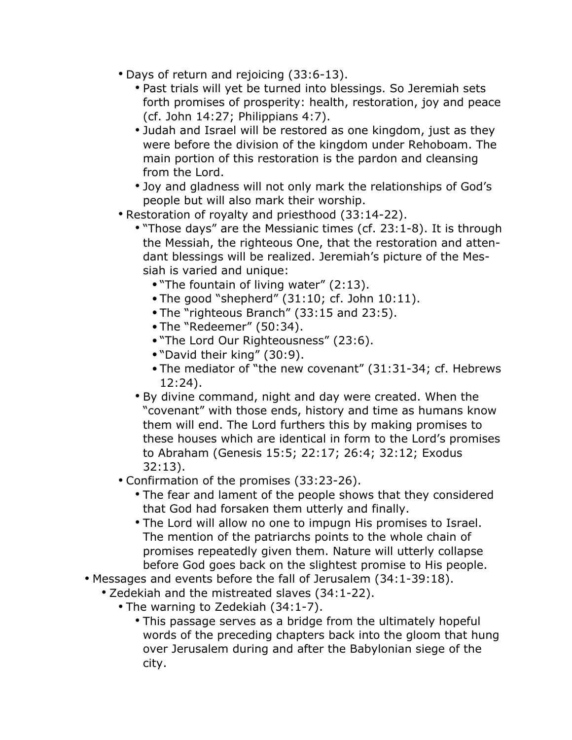- Days of return and rejoicing (33:6-13).
  - Past trials will yet be turned into blessings. So Jeremiah sets forth promises of prosperity: health, restoration, joy and peace (cf. John 14:27; Philippians 4:7).
  - Judah and Israel will be restored as one kingdom, just as they were before the division of the kingdom under Rehoboam. The main portion of this restoration is the pardon and cleansing from the Lord.
  - Joy and gladness will not only mark the relationships of God's people but will also mark their worship.
- Restoration of royalty and priesthood (33:14-22).
  - "Those days" are the Messianic times (cf. 23:1-8). It is through the Messiah, the righteous One, that the restoration and attendant blessings will be realized. Jeremiah's picture of the Messiah is varied and unique:
    - "The fountain of living water" (2:13).
    - The good "shepherd" (31:10; cf. John 10:11).
    - The "righteous Branch" (33:15 and 23:5).
    - The "Redeemer" (50:34).
    - "The Lord Our Righteousness" (23:6).
    - "David their king" (30:9).
    - The mediator of "the new covenant" (31:31-34; cf. Hebrews 12:24).
  - By divine command, night and day were created. When the "covenant" with those ends, history and time as humans know them will end. The Lord furthers this by making promises to these houses which are identical in form to the Lord's promises to Abraham (Genesis 15:5; 22:17; 26:4; 32:12; Exodus 32:13).
- Confirmation of the promises (33:23-26).
  - The fear and lament of the people shows that they considered that God had forsaken them utterly and finally.
  - The Lord will allow no one to impugn His promises to Israel. The mention of the patriarchs points to the whole chain of promises repeatedly given them. Nature will utterly collapse before God goes back on the slightest promise to His people.

- Messages and events before the fall of Jerusalem (34:1-39:18).
  - Zedekiah and the mistreated slaves (34:1-22).
    - The warning to Zedekiah (34:1-7).
      - This passage serves as a bridge from the ultimately hopeful words of the preceding chapters back into the gloom that hung over Jerusalem during and after the Babylonian siege of the city.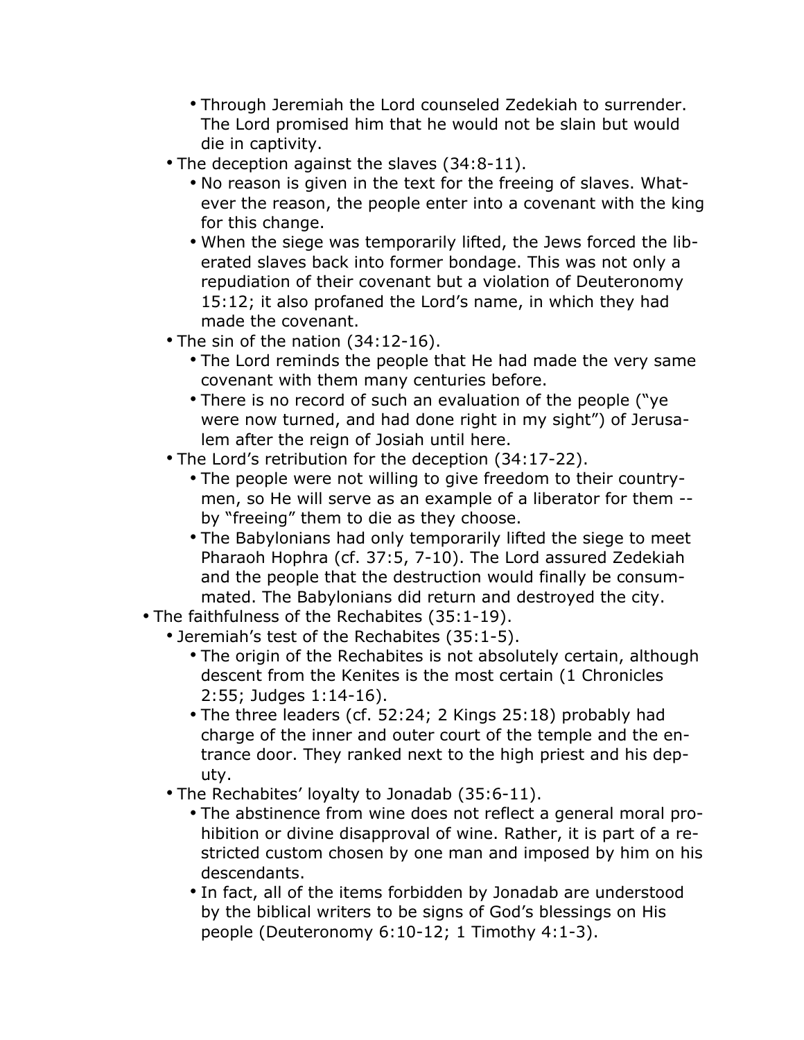- Through Jeremiah the Lord counseled Zedekiah to surrender. The Lord promised him that he would not be slain but would die in captivity.
    - The deception against the slaves (34:8-11).
        - No reason is given in the text for the freeing of slaves. Whatever the reason, the people enter into a covenant with the king for this change.
        - When the siege was temporarily lifted, the Jews forced the liberated slaves back into former bondage. This was not only a repudiation of their covenant but a violation of Deuteronomy 15:12; it also profaned the Lord's name, in which they had made the covenant.
    - The sin of the nation (34:12-16).
        - The Lord reminds the people that He had made the very same covenant with them many centuries before.
        - There is no record of such an evaluation of the people ("ye were now turned, and had done right in my sight") of Jerusalem after the reign of Josiah until here.
    - The Lord's retribution for the deception (34:17-22).
        - The people were not willing to give freedom to their countrymen, so He will serve as an example of a liberator for them -- by "freeing" them to die as they choose.
        - The Babylonians had only temporarily lifted the siege to meet Pharaoh Hophra (cf. 37:5, 7-10). The Lord assured Zedekiah and the people that the destruction would finally be consummated. The Babylonians did return and destroyed the city.
- The faithfulness of the Rechabites (35:1-19).
    - Jeremiah's test of the Rechabites (35:1-5).
        - The origin of the Rechabites is not absolutely certain, although descent from the Kenites is the most certain (1 Chronicles 2:55; Judges 1:14-16).
        - The three leaders (cf. 52:24; 2 Kings 25:18) probably had charge of the inner and outer court of the temple and the entrance door. They ranked next to the high priest and his deputy.
    - The Rechabites' loyalty to Jonadab (35:6-11).
        - The abstinence from wine does not reflect a general moral prohibition or divine disapproval of wine. Rather, it is part of a restricted custom chosen by one man and imposed by him on his descendants.
        - In fact, all of the items forbidden by Jonadab are understood by the biblical writers to be signs of God's blessings on His people (Deuteronomy 6:10-12; 1 Timothy 4:1-3).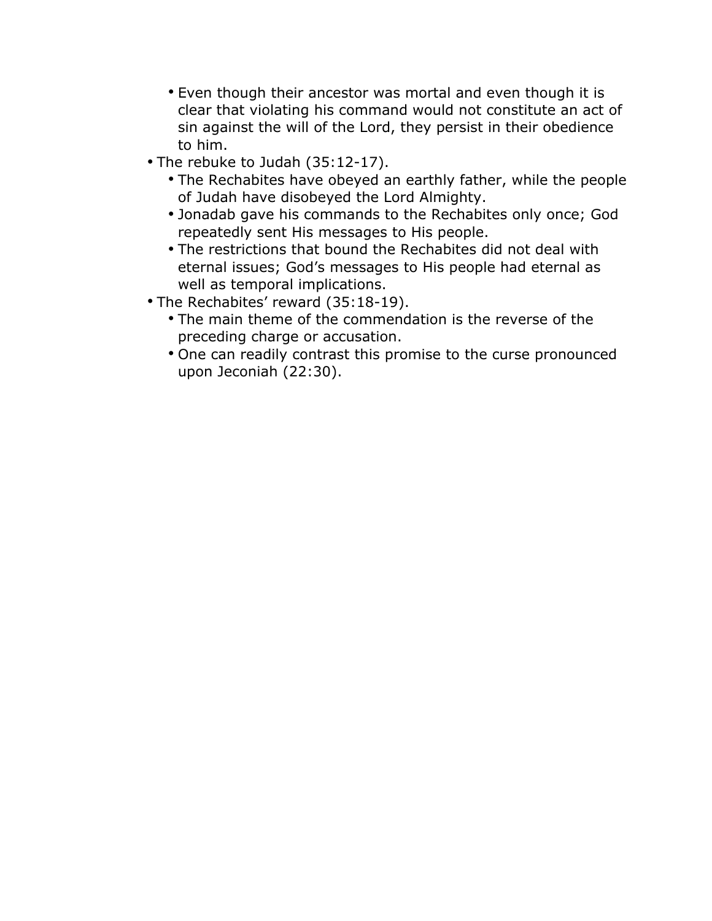- Even though their ancestor was mortal and even though it is clear that violating his command would not constitute an act of sin against the will of the Lord, they persist in their obedience to him.
- The rebuke to Judah (35:12-17).
  - The Rechabites have obeyed an earthly father, while the people of Judah have disobeyed the Lord Almighty.
  - Jonadab gave his commands to the Rechabites only once; God repeatedly sent His messages to His people.
  - The restrictions that bound the Rechabites did not deal with eternal issues; God's messages to His people had eternal as well as temporal implications.
- The Rechabites' reward (35:18-19).
  - The main theme of the commendation is the reverse of the preceding charge or accusation.
  - One can readily contrast this promise to the curse pronounced upon Jeconiah (22:30).